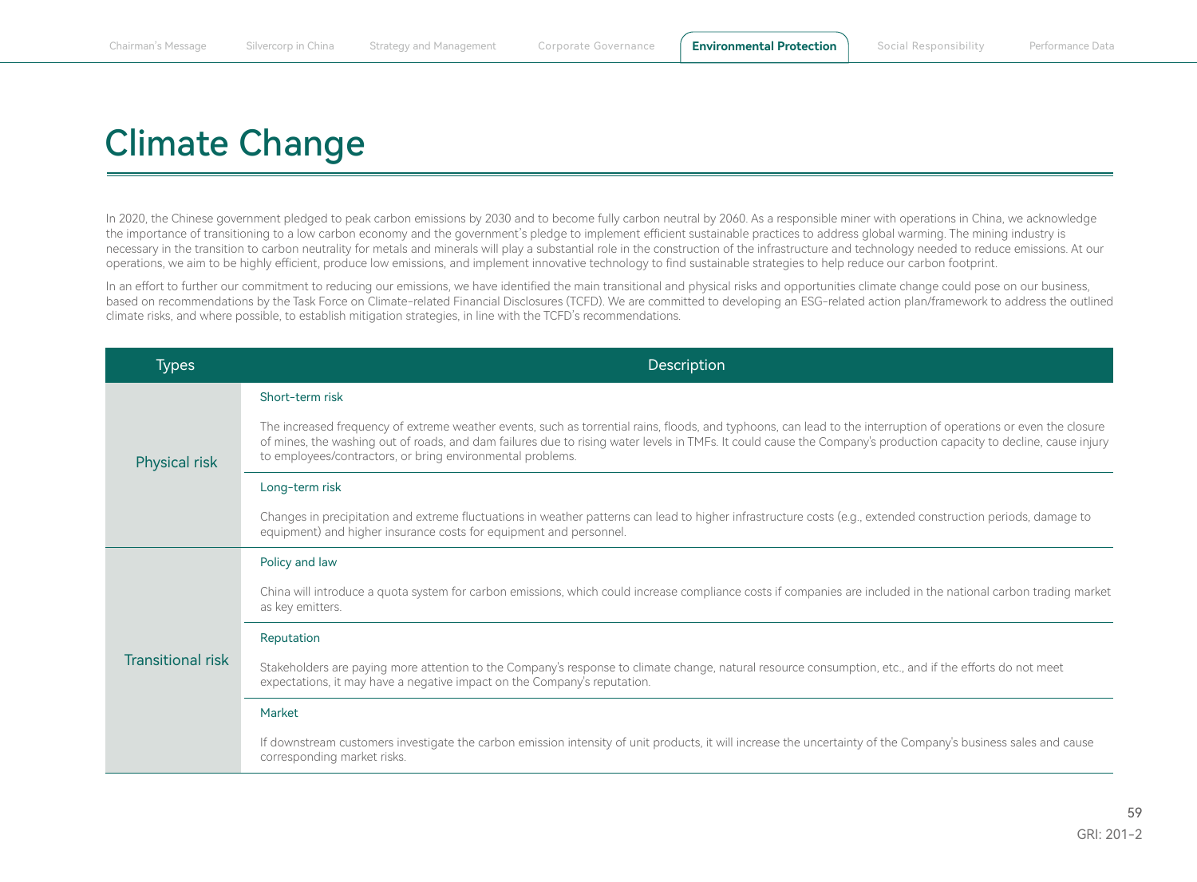# Climate Change

In 2020, the Chinese government pledged to peak carbon emissions by 2030 and to become fully carbon neutral by 2060. As a responsible miner with operations in China, we acknowledge the importance of transitioning to a low carbon economy and the government's pledge to implement efficient sustainable practices to address global warming. The mining industry is necessary in the transition to carbon neutrality for metals and minerals will play a substantial role in the construction of the infrastructure and technology needed to reduce emissions. At our operations, we aim to be highly efficient, produce low emissions, and implement innovative technology to find sustainable strategies to help reduce our carbon footprint.

In an effort to further our commitment to reducing our emissions, we have identified the main transitional and physical risks and opportunities climate change could pose on our business, based on recommendations by the Task Force on Climate-related Financial Disclosures (TCFD). We are committed to developing an ESG-related action plan/framework to address the outlined climate risks, and where possible, to establish mitigation strategies, in line with the TCFD's recommendations.

| Types | Description |
|---|---|
| Physical risk | **Short-term risk**<br>The increased frequency of extreme weather events, such as torrential rains, floods, and typhoons, can lead to the interruption of operations or even the closure of mines, the washing out of roads, and dam failures due to rising water levels in TMFs. It could cause the Company's production capacity to decline, cause injury to employees/contractors, or bring environmental problems. |
| | **Long-term risk**<br>Changes in precipitation and extreme fluctuations in weather patterns can lead to higher infrastructure costs (e.g., extended construction periods, damage to equipment) and higher insurance costs for equipment and personnel. |
| Transitional risk | **Policy and law**<br>China will introduce a quota system for carbon emissions, which could increase compliance costs if companies are included in the national carbon trading market as key emitters. |
| | **Reputation**<br>Stakeholders are paying more attention to the Company's response to climate change, natural resource consumption, etc., and if the efforts do not meet expectations, it may have a negative impact on the Company's reputation. |
| | **Market**<br>If downstream customers investigate the carbon emission intensity of unit products, it will increase the uncertainty of the Company's business sales and cause corresponding market risks. |

GRI: 201-2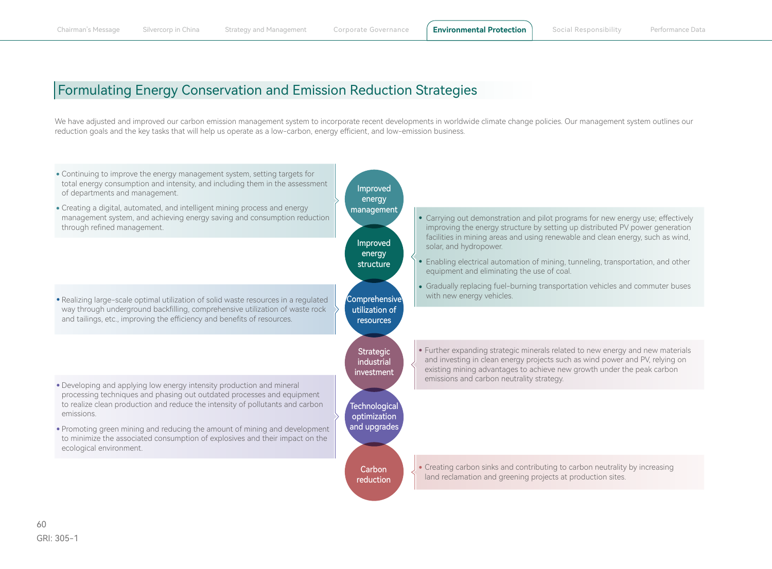## Formulating Energy Conservation and Emission Reduction Strategies

We have adjusted and improved our carbon emission management system to incorporate recent developments in worldwide climate change policies. Our management system outlines our reduction goals and the key tasks that will help us operate as a low-carbon, energy efficient, and low-emission business.

### Improved energy management

- Continuing to improve the energy management system, setting targets for total energy consumption and intensity, and including them in the assessment of departments and management.
- Creating a digital, automated, and intelligent mining process and energy management system, and achieving energy saving and consumption reduction through refined management.

### Improved energy structure

- Carrying out demonstration and pilot programs for new energy use; effectively improving the energy structure by setting up distributed PV power generation facilities in mining areas and using renewable and clean energy, such as wind, solar, and hydropower.
- Enabling electrical automation of mining, tunneling, transportation, and other equipment and eliminating the use of coal.
- Gradually replacing fuel-burning transportation vehicles and commuter buses with new energy vehicles.

### Comprehensive utilization of resources

- Realizing large-scale optimal utilization of solid waste resources in a regulated way through underground backfilling, comprehensive utilization of waste rock and tailings, etc., improving the efficiency and benefits of resources.

### Strategic industrial investment

- Further expanding strategic minerals related to new energy and new materials and investing in clean energy projects such as wind power and PV, relying on existing mining advantages to achieve new growth under the peak carbon emissions and carbon neutrality strategy.

### Technological optimization and upgrades

- Developing and applying low energy intensity production and mineral processing techniques and phasing out outdated processes and equipment to realize clean production and reduce the intensity of pollutants and carbon emissions.
- Promoting green mining and reducing the amount of mining and development to minimize the associated consumption of explosives and their impact on the ecological environment.

### Carbon reduction

- Creating carbon sinks and contributing to carbon neutrality by increasing land reclamation and greening projects at production sites.

GRI: 305-1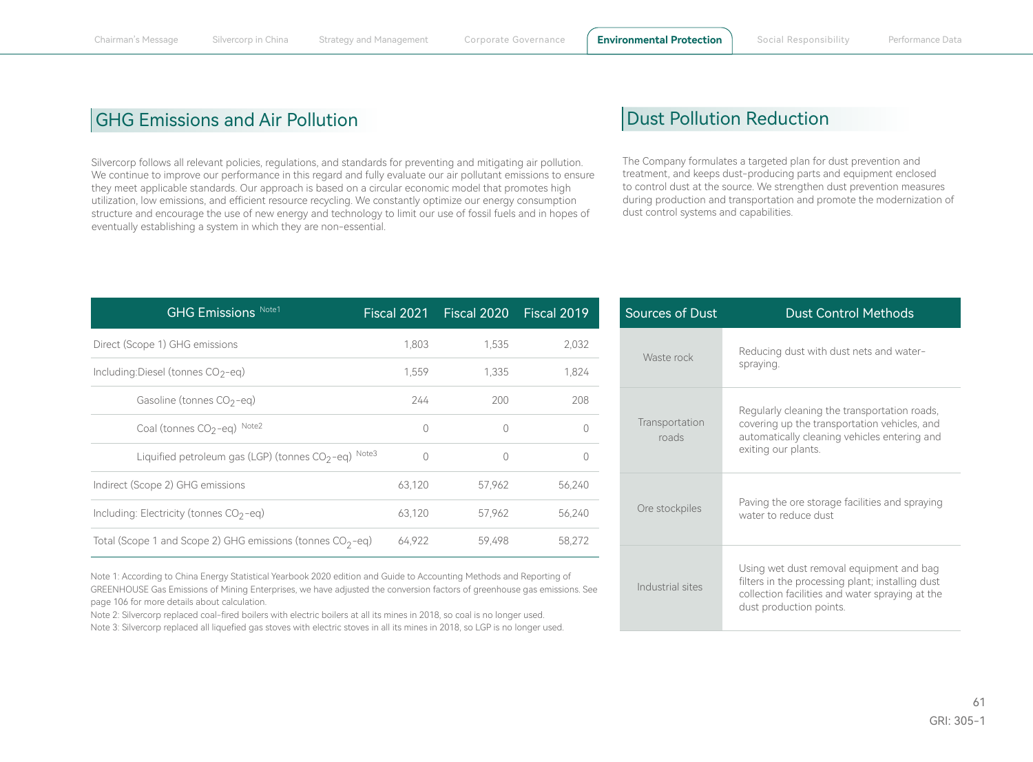## GHG Emissions and Air Pollution

Silvercorp follows all relevant policies, regulations, and standards for preventing and mitigating air pollution. We continue to improve our performance in this regard and fully evaluate our air pollutant emissions to ensure they meet applicable standards. Our approach is based on a circular economic model that promotes high utilization, low emissions, and efficient resource recycling. We constantly optimize our energy consumption structure and encourage the use of new energy and technology to limit our use of fossil fuels and in hopes of eventually establishing a system in which they are non-essential.

| GHG Emissions Note1 | Fiscal 2021 | Fiscal 2020 | Fiscal 2019 |
|---|---|---|---|
| Direct (Scope 1) GHG emissions | 1,803 | 1,535 | 2,032 |
| Including:Diesel (tonnes $CO_2$-eq) | 1,559 | 1,335 | 1,824 |
| Gasoline (tonnes $CO_2$-eq) | 244 | 200 | 208 |
| Coal (tonnes $CO_2$-eq) Note2 | 0 | 0 | 0 |
| Liquified petroleum gas (LGP) (tonnes $CO_2$-eq) Note3 | 0 | 0 | 0 |
| Indirect (Scope 2) GHG emissions | 63,120 | 57,962 | 56,240 |
| Including: Electricity (tonnes $CO_2$-eq) | 63,120 | 57,962 | 56,240 |
| Total (Scope 1 and Scope 2) GHG emissions (tonnes $CO_2$-eq) | 64,922 | 59,498 | 58,272 |

Note 1: According to China Energy Statistical Yearbook 2020 edition and Guide to Accounting Methods and Reporting of GREENHOUSE Gas Emissions of Mining Enterprises, we have adjusted the conversion factors of greenhouse gas emissions. See page 106 for more details about calculation.

Note 2: Silvercorp replaced coal-fired boilers with electric boilers at all its mines in 2018, so coal is no longer used.

Note 3: Silvercorp replaced all liquefied gas stoves with electric stoves in all its mines in 2018, so LGP is no longer used.

## Dust Pollution Reduction

The Company formulates a targeted plan for dust prevention and treatment, and keeps dust-producing parts and equipment enclosed to control dust at the source. We strengthen dust prevention measures during production and transportation and promote the modernization of dust control systems and capabilities.

| Sources of Dust | Dust Control Methods |
|---|---|
| Waste rock | Reducing dust with dust nets and water-spraying. |
| Transportation roads | Regularly cleaning the transportation roads, covering up the transportation vehicles, and automatically cleaning vehicles entering and exiting our plants. |
| Ore stockpiles | Paving the ore storage facilities and spraying water to reduce dust |
| Industrial sites | Using wet dust removal equipment and bag filters in the processing plant; installing dust collection facilities and water spraying at the dust production points. |

GRI: 305-1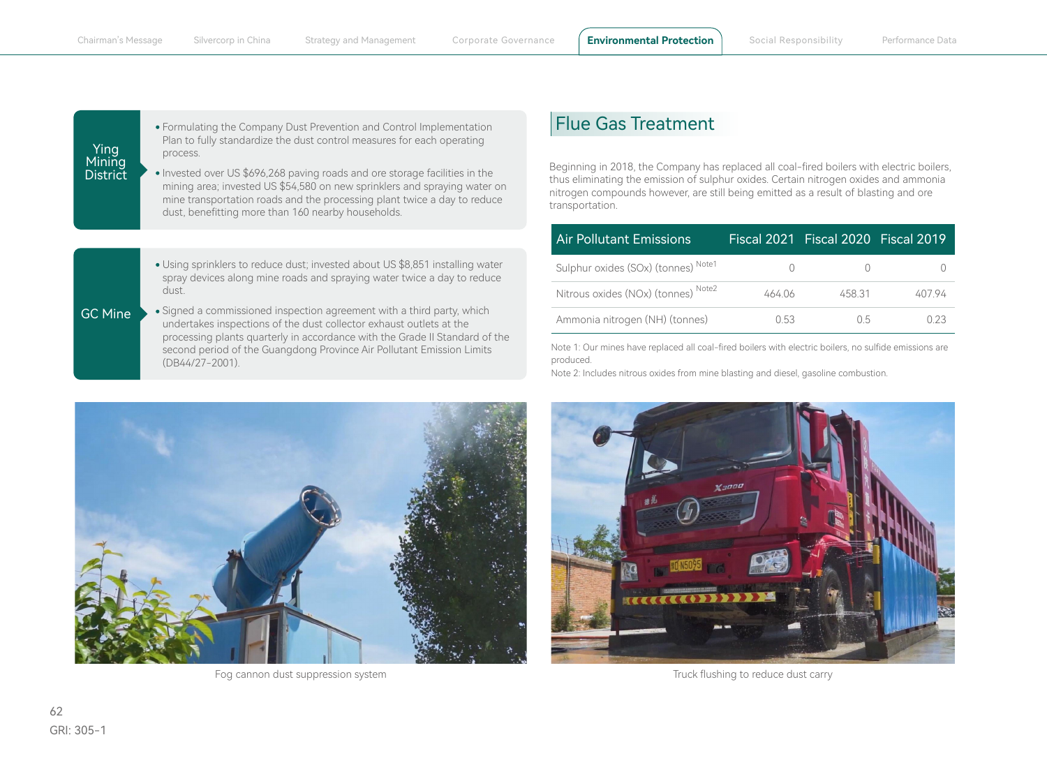## Ying Mining District

- Formulating the Company Dust Prevention and Control Implementation Plan to fully standardize the dust control measures for each operating process.
- Invested over US $696,268 paving roads and ore storage facilities in the mining area; invested US $54,580 on new sprinklers and spraying water on mine transportation roads and the processing plant twice a day to reduce dust, benefitting more than 160 nearby households.

## GC Mine

- Using sprinklers to reduce dust; invested about US $8,851 installing water spray devices along mine roads and spraying water twice a day to reduce dust.
- Signed a commissioned inspection agreement with a third party, which undertakes inspections of the dust collector exhaust outlets at the processing plants quarterly in accordance with the Grade II Standard of the second period of the Guangdong Province Air Pollutant Emission Limits (DB44/27-2001).

## Flue Gas Treatment

Beginning in 2018, the Company has replaced all coal-fired boilers with electric boilers, thus eliminating the emission of sulphur oxides. Certain nitrogen oxides and ammonia nitrogen compounds however, are still being emitted as a result of blasting and ore transportation.

| Air Pollutant Emissions | Fiscal 2021 | Fiscal 2020 | Fiscal 2019 |
|---|---|---|---|
| Sulphur oxides (SOx) (tonnes) Note1 | 0 | 0 | 0 |
| Nitrous oxides (NOx) (tonnes) Note2 | 464.06 | 458.31 | 407.94 |
| Ammonia nitrogen (NH) (tonnes) | 0.53 | 0.5 | 0.23 |

Note 1: Our mines have replaced all coal-fired boilers with electric boilers, no sulfide emissions are produced.

Note 2: Includes nitrous oxides from mine blasting and diesel, gasoline combustion.

Fog cannon dust suppression system

Truck flushing to reduce dust carry

GRI: 305-1